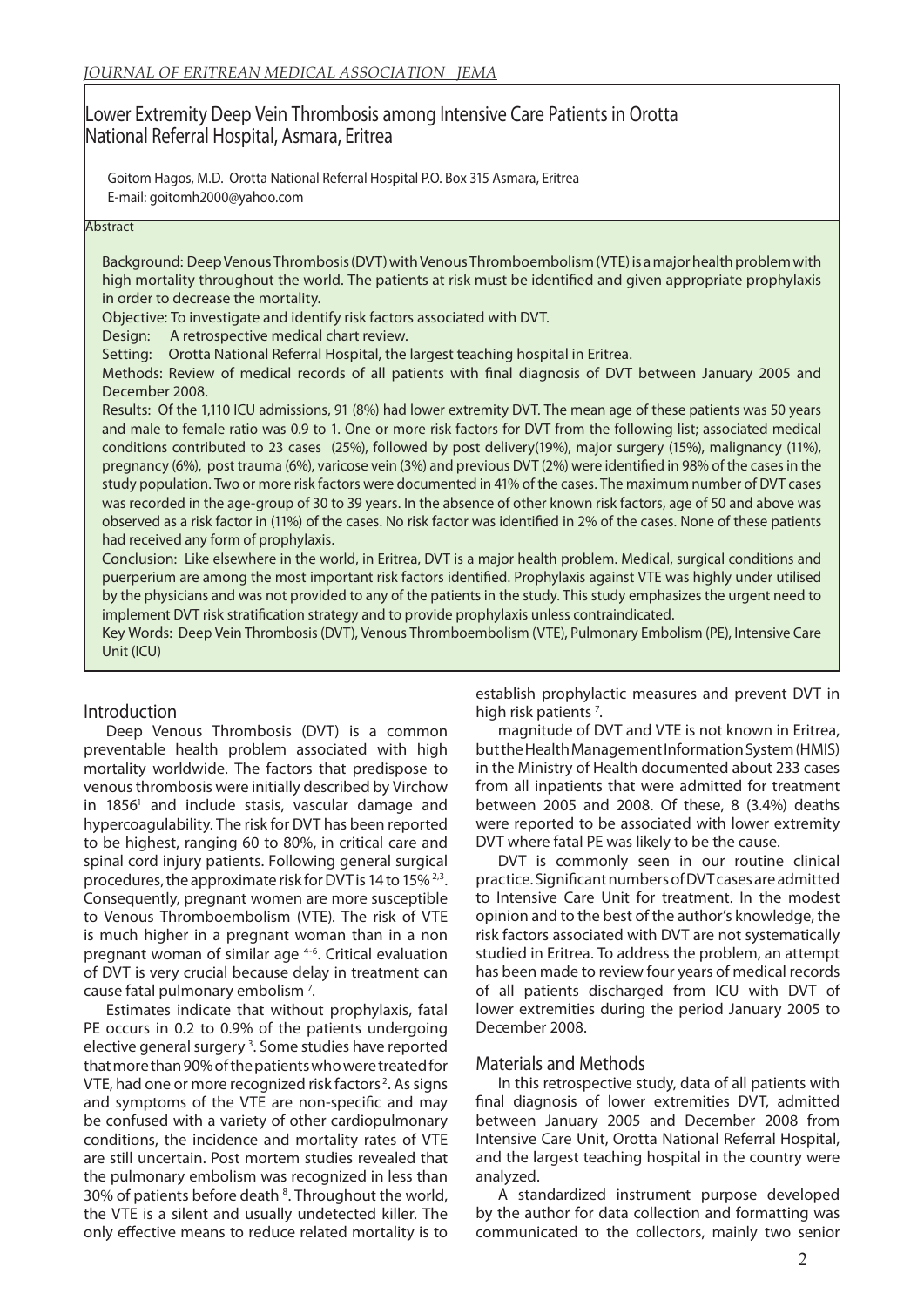# Lower Extremity Deep Vein Thrombosis among Intensive Care Patients in Orotta National Referral Hospital, Asmara, Eritrea

Goitom Hagos, M.D. Orotta National Referral Hospital P.O. Box 315 Asmara, Eritrea
E-mail: goitomh2000@yahoo.com

## Abstract

Background: Deep Venous Thrombosis (DVT) with Venous Thromboembolism (VTE) is a major health problem with high mortality throughout the world. The patients at risk must be identified and given appropriate prophylaxis in order to decrease the mortality.

Objective: To investigate and identify risk factors associated with DVT.

Design: A retrospective medical chart review.

Setting: Orotta National Referral Hospital, the largest teaching hospital in Eritrea.

Methods: Review of medical records of all patients with final diagnosis of DVT between January 2005 and December 2008.

Results: Of the 1,110 ICU admissions, 91 (8%) had lower extremity DVT. The mean age of these patients was 50 years and male to female ratio was 0.9 to 1. One or more risk factors for DVT from the following list; associated medical conditions contributed to 23 cases (25%), followed by post delivery(19%), major surgery (15%), malignancy (11%), pregnancy (6%), post trauma (6%), varicose vein (3%) and previous DVT (2%) were identified in 98% of the cases in the study population. Two or more risk factors were documented in 41% of the cases. The maximum number of DVT cases was recorded in the age-group of 30 to 39 years. In the absence of other known risk factors, age of 50 and above was observed as a risk factor in (11%) of the cases. No risk factor was identified in 2% of the cases. None of these patients had received any form of prophylaxis.

Conclusion: Like elsewhere in the world, in Eritrea, DVT is a major health problem. Medical, surgical conditions and puerperium are among the most important risk factors identified. Prophylaxis against VTE was highly under utilised by the physicians and was not provided to any of the patients in the study. This study emphasizes the urgent need to implement DVT risk stratification strategy and to provide prophylaxis unless contraindicated.

Key Words: Deep Vein Thrombosis (DVT), Venous Thromboembolism (VTE), Pulmonary Embolism (PE), Intensive Care Unit (ICU)

## Introduction

Deep Venous Thrombosis (DVT) is a common preventable health problem associated with high mortality worldwide. The factors that predispose to venous thrombosis were initially described by Virchow in 1856[1] and include stasis, vascular damage and hypercoagulability. The risk for DVT has been reported to be highest, ranging 60 to 80%, in critical care and spinal cord injury patients. Following general surgical procedures, the approximate risk for DVT is 14 to 15% [2,3]. Consequently, pregnant women are more susceptible to Venous Thromboembolism (VTE). The risk of VTE is much higher in a pregnant woman than in a non pregnant woman of similar age [4-6]. Critical evaluation of DVT is very crucial because delay in treatment can cause fatal pulmonary embolism [7].

Estimates indicate that without prophylaxis, fatal PE occurs in 0.2 to 0.9% of the patients undergoing elective general surgery [3]. Some studies have reported that more than 90% of the patients who were treated for VTE, had one or more recognized risk factors [2]. As signs and symptoms of the VTE are non-specific and may be confused with a variety of other cardiopulmonary conditions, the incidence and mortality rates of VTE are still uncertain. Post mortem studies revealed that the pulmonary embolism was recognized in less than 30% of patients before death [8]. Throughout the world, the VTE is a silent and usually undetected killer. The only effective means to reduce related mortality is to establish prophylactic measures and prevent DVT in high risk patients [7].

magnitude of DVT and VTE is not known in Eritrea, but the Health Management Information System (HMIS) in the Ministry of Health documented about 233 cases from all inpatients that were admitted for treatment between 2005 and 2008. Of these, 8 (3.4%) deaths were reported to be associated with lower extremity DVT where fatal PE was likely to be the cause.

DVT is commonly seen in our routine clinical practice. Significant numbers of DVT cases are admitted to Intensive Care Unit for treatment. In the modest opinion and to the best of the author's knowledge, the risk factors associated with DVT are not systematically studied in Eritrea. To address the problem, an attempt has been made to review four years of medical records of all patients discharged from ICU with DVT of lower extremities during the period January 2005 to December 2008.

## Materials and Methods

In this retrospective study, data of all patients with final diagnosis of lower extremities DVT, admitted between January 2005 and December 2008 from Intensive Care Unit, Orotta National Referral Hospital, and the largest teaching hospital in the country were analyzed.

A standardized instrument purpose developed by the author for data collection and formatting was communicated to the collectors, mainly two senior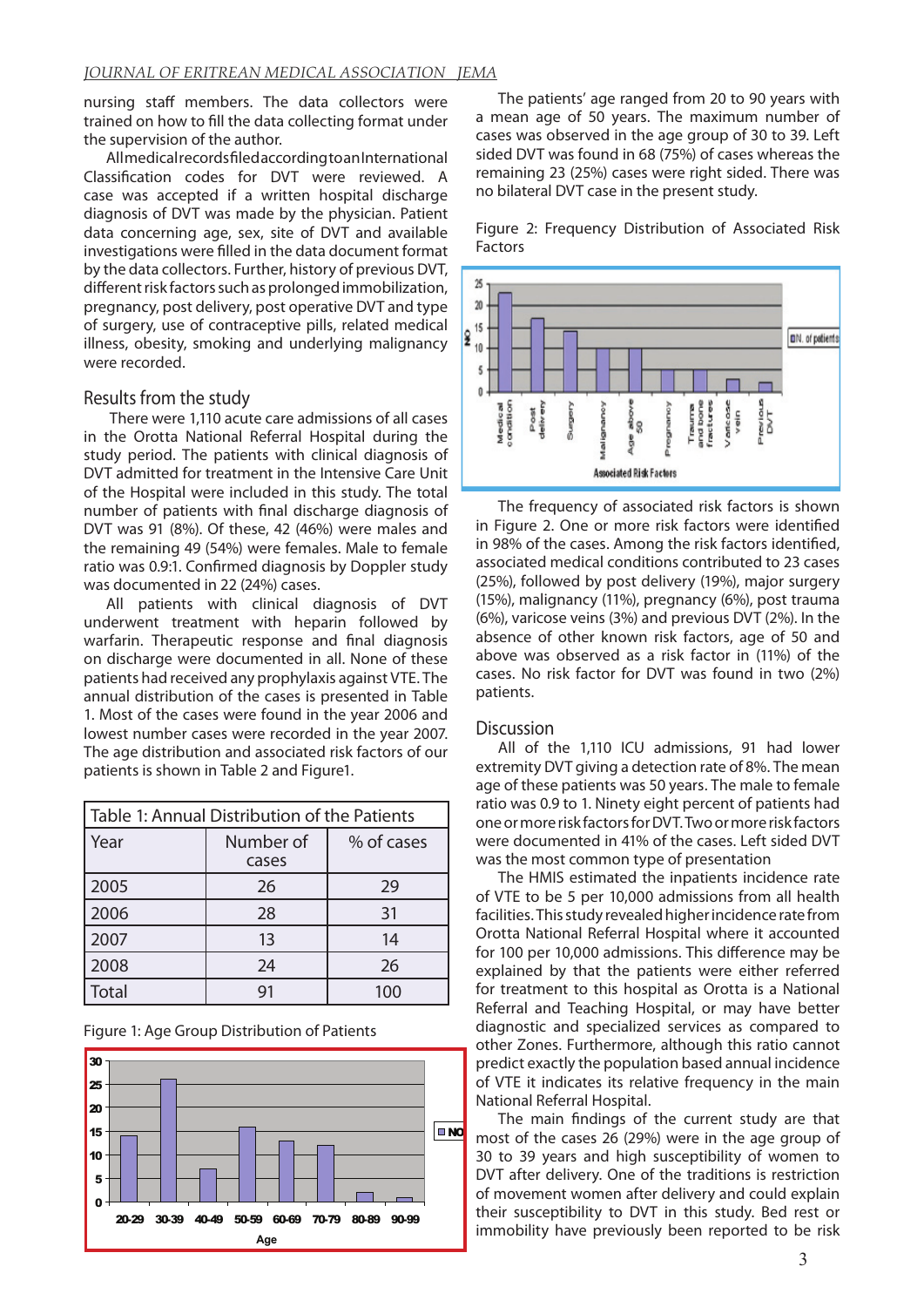nursing staff members. The data collectors were trained on how to fill the data collecting format under the supervision of the author.

All medical records filed according to an International Classification codes for DVT were reviewed. A case was accepted if a written hospital discharge diagnosis of DVT was made by the physician. Patient data concerning age, sex, site of DVT and available investigations were filled in the data document format by the data collectors. Further, history of previous DVT, different risk factors such as prolonged immobilization, pregnancy, post delivery, post operative DVT and type of surgery, use of contraceptive pills, related medical illness, obesity, smoking and underlying malignancy were recorded.

## Results from the study

There were 1,110 acute care admissions of all cases in the Orotta National Referral Hospital during the study period. The patients with clinical diagnosis of DVT admitted for treatment in the Intensive Care Unit of the Hospital were included in this study. The total number of patients with final discharge diagnosis of DVT was 91 (8%). Of these, 42 (46%) were males and the remaining 49 (54%) were females. Male to female ratio was 0.9:1. Confirmed diagnosis by Doppler study was documented in 22 (24%) cases.

All patients with clinical diagnosis of DVT underwent treatment with heparin followed by warfarin. Therapeutic response and final diagnosis on discharge were documented in all. None of these patients had received any prophylaxis against VTE. The annual distribution of the cases is presented in Table 1. Most of the cases were found in the year 2006 and lowest number cases were recorded in the year 2007. The age distribution and associated risk factors of our patients is shown in Table 2 and Figure1.

Table 1: Annual Distribution of the Patients

| Year | Number of cases | % of cases |
|---|---|---|
| 2005 | 26 | 29 |
| 2006 | 28 | 31 |
| 2007 | 13 | 14 |
| 2008 | 24 | 26 |
| Total | 91 | 100 |

Figure 1: Age Group Distribution of Patients

The patients' age ranged from 20 to 90 years with a mean age of 50 years. The maximum number of cases was observed in the age group of 30 to 39. Left sided DVT was found in 68 (75%) of cases whereas the remaining 23 (25%) cases were right sided. There was no bilateral DVT case in the present study.

Figure 2: Frequency Distribution of Associated Risk Factors

The frequency of associated risk factors is shown in Figure 2. One or more risk factors were identified in 98% of the cases. Among the risk factors identified, associated medical conditions contributed to 23 cases (25%), followed by post delivery (19%), major surgery (15%), malignancy (11%), pregnancy (6%), post trauma (6%), varicose veins (3%) and previous DVT (2%). In the absence of other known risk factors, age of 50 and above was observed as a risk factor in (11%) of the cases. No risk factor for DVT was found in two (2%) patients.

## Discussion

All of the 1,110 ICU admissions, 91 had lower extremity DVT giving a detection rate of 8%. The mean age of these patients was 50 years. The male to female ratio was 0.9 to 1. Ninety eight percent of patients had one or more risk factors for DVT. Two or more risk factors were documented in 41% of the cases. Left sided DVT was the most common type of presentation

The HMIS estimated the inpatients incidence rate of VTE to be 5 per 10,000 admissions from all health facilities. This study revealed higher incidence rate from Orotta National Referral Hospital where it accounted for 100 per 10,000 admissions. This difference may be explained by that the patients were either referred for treatment to this hospital as Orotta is a National Referral and Teaching Hospital, or may have better diagnostic and specialized services as compared to other Zones. Furthermore, although this ratio cannot predict exactly the population based annual incidence of VTE it indicates its relative frequency in the main National Referral Hospital.

The main findings of the current study are that most of the cases 26 (29%) were in the age group of 30 to 39 years and high susceptibility of women to DVT after delivery. One of the traditions is restriction of movement women after delivery and could explain their susceptibility to DVT in this study. Bed rest or immobility have previously been reported to be risk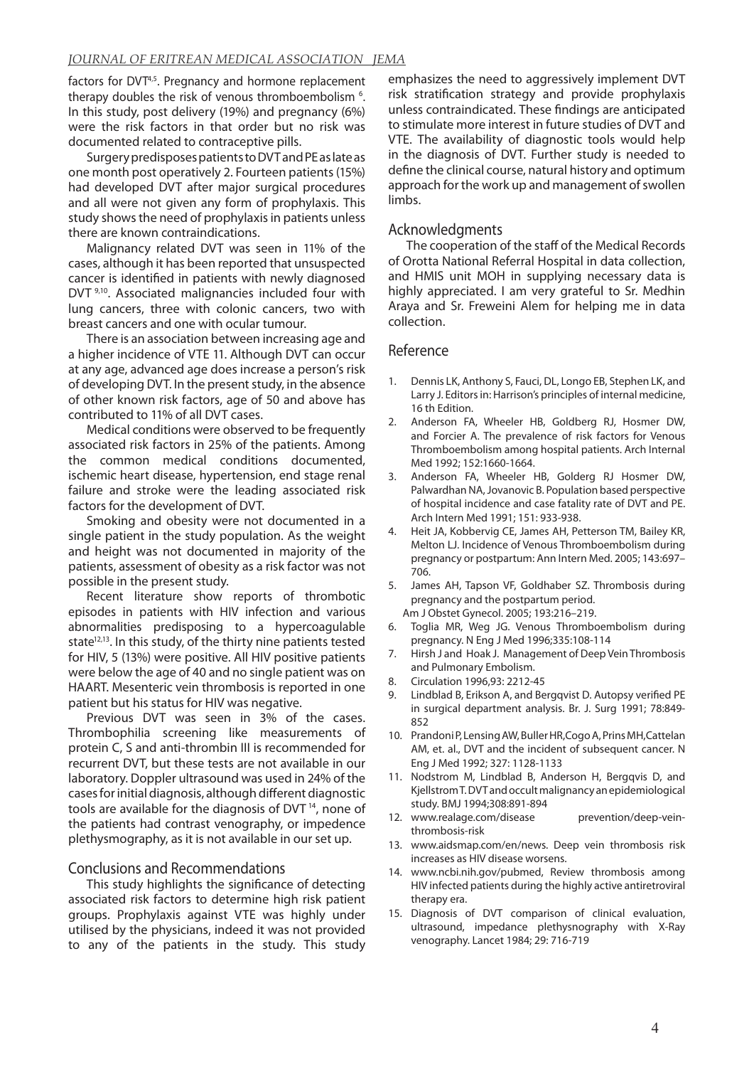factors for DVT[4,5]. Pregnancy and hormone replacement therapy doubles the risk of venous thromboembolism [6]. In this study, post delivery (19%) and pregnancy (6%) were the risk factors in that order but no risk was documented related to contraceptive pills.

Surgery predisposes patients to DVT and PE as late as one month post operatively 2. Fourteen patients (15%) had developed DVT after major surgical procedures and all were not given any form of prophylaxis. This study shows the need of prophylaxis in patients unless there are known contraindications.

Malignancy related DVT was seen in 11% of the cases, although it has been reported that unsuspected cancer is identified in patients with newly diagnosed DVT [9,10]. Associated malignancies included four with lung cancers, three with colonic cancers, two with breast cancers and one with ocular tumour.

There is an association between increasing age and a higher incidence of VTE 11. Although DVT can occur at any age, advanced age does increase a person's risk of developing DVT. In the present study, in the absence of other known risk factors, age of 50 and above has contributed to 11% of all DVT cases.

Medical conditions were observed to be frequently associated risk factors in 25% of the patients. Among the common medical conditions documented, ischemic heart disease, hypertension, end stage renal failure and stroke were the leading associated risk factors for the development of DVT.

Smoking and obesity were not documented in a single patient in the study population. As the weight and height was not documented in majority of the patients, assessment of obesity as a risk factor was not possible in the present study.

Recent literature show reports of thrombotic episodes in patients with HIV infection and various abnormalities predisposing to a hypercoagulable state[12,13]. In this study, of the thirty nine patients tested for HIV, 5 (13%) were positive. All HIV positive patients were below the age of 40 and no single patient was on HAART. Mesenteric vein thrombosis is reported in one patient but his status for HIV was negative.

Previous DVT was seen in 3% of the cases. Thrombophilia screening like measurements of protein C, S and anti-thrombin III is recommended for recurrent DVT, but these tests are not available in our laboratory. Doppler ultrasound was used in 24% of the cases for initial diagnosis, although different diagnostic tools are available for the diagnosis of DVT [14], none of the patients had contrast venography, or impedence plethysmography, as it is not available in our set up.

## Conclusions and Recommendations

This study highlights the significance of detecting associated risk factors to determine high risk patient groups. Prophylaxis against VTE was highly under utilised by the physicians, indeed it was not provided to any of the patients in the study. This study emphasizes the need to aggressively implement DVT risk stratification strategy and provide prophylaxis unless contraindicated. These findings are anticipated to stimulate more interest in future studies of DVT and VTE. The availability of diagnostic tools would help in the diagnosis of DVT. Further study is needed to define the clinical course, natural history and optimum approach for the work up and management of swollen limbs.

## Acknowledgments

The cooperation of the staff of the Medical Records of Orotta National Referral Hospital in data collection, and HMIS unit MOH in supplying necessary data is highly appreciated. I am very grateful to Sr. Medhin Araya and Sr. Freweini Alem for helping me in data collection.

## Reference

1. Dennis LK, Anthony S, Fauci, DL, Longo EB, Stephen LK, and Larry J. Editors in: Harrison's principles of internal medicine, 16 th Edition.
2. Anderson FA, Wheeler HB, Goldberg RJ, Hosmer DW, and Forcier A. The prevalence of risk factors for Venous Thromboembolism among hospital patients. Arch Internal Med 1992; 152:1660-1664.
3. Anderson FA, Wheeler HB, Golderg RJ Hosmer DW, Palwardhan NA, Jovanovic B. Population based perspective of hospital incidence and case fatality rate of DVT and PE. Arch Intern Med 1991; 151: 933-938.
4. Heit JA, Kobbervig CE, James AH, Petterson TM, Bailey KR, Melton LJ. Incidence of Venous Thromboembolism during pregnancy or postpartum: Ann Intern Med. 2005; 143:697–706.
5. James AH, Tapson VF, Goldhaber SZ. Thrombosis during pregnancy and the postpartum period. Am J Obstet Gynecol. 2005; 193:216–219.
6. Toglia MR, Weg JG. Venous Thromboembolism during pregnancy. N Eng J Med 1996;335:108-114
7. Hirsh J and Hoak J. Management of Deep Vein Thrombosis and Pulmonary Embolism.
8. Circulation 1996,93: 2212-45
9. Lindblad B, Erikson A, and Bergqvist D. Autopsy verified PE in surgical department analysis. Br. J. Surg 1991; 78:849-852
10. Prandoni P, Lensing AW, Buller HR, Cogo A, Prins MH, Cattelan AM, et. al., DVT and the incident of subsequent cancer. N Eng J Med 1992; 327: 1128-1133
11. Nodstrom M, Lindblad B, Anderson H, Bergqvis D, and Kjellstrom T. DVT and occult malignancy an epidemiological study. BMJ 1994;308:891-894
12. www.realage.com/disease prevention/deep-vein-thrombosis-risk
13. www.aidsmap.com/en/news. Deep vein thrombosis risk increases as HIV disease worsens.
14. www.ncbi.nih.gov/pubmed, Review thrombosis among HIV infected patients during the highly active antiretroviral therapy era.
15. Diagnosis of DVT comparison of clinical evaluation, ultrasound, impedance plethysnography with X-Ray venography. Lancet 1984; 29: 716-719